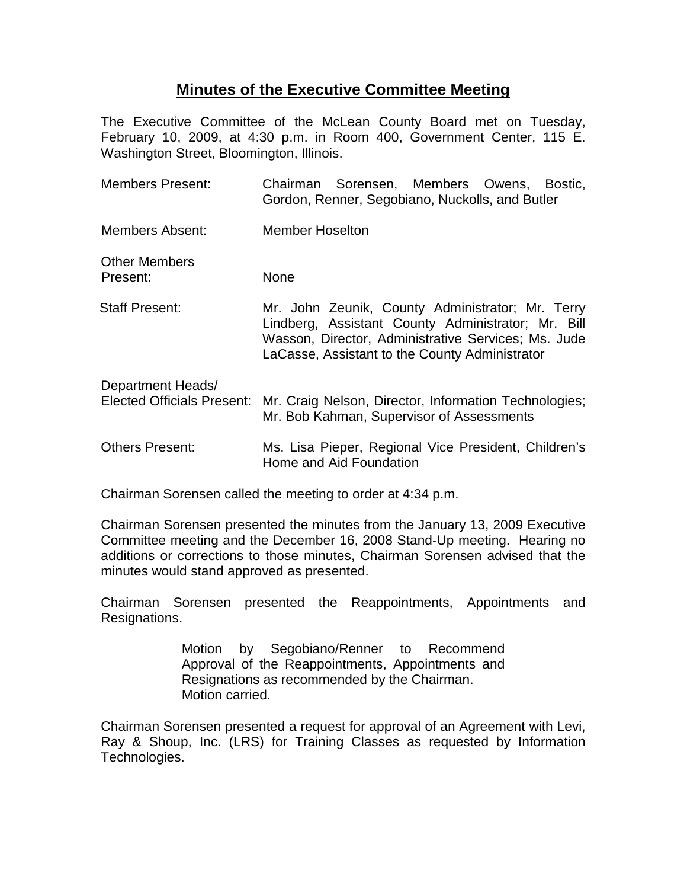# Minutes of the Executive Committee Meeting

The Executive Committee of the McLean County Board met on Tuesday, February 10, 2009, at 4:30 p.m. in Room 400, Government Center, 115 E. Washington Street, Bloomington, Illinois.

| | |
|---|---|
| Members Present: | Chairman Sorensen, Members Owens, Bostic, Gordon, Renner, Segobiano, Nuckolls, and Butler |
| Members Absent: | Member Hoselton |
| Other Members Present: | None |
| Staff Present: | Mr. John Zeunik, County Administrator; Mr. Terry Lindberg, Assistant County Administrator; Mr. Bill Wasson, Director, Administrative Services; Ms. Jude LaCasse, Assistant to the County Administrator |
| Department Heads/ Elected Officials Present: | Mr. Craig Nelson, Director, Information Technologies; Mr. Bob Kahman, Supervisor of Assessments |
| Others Present: | Ms. Lisa Pieper, Regional Vice President, Children's Home and Aid Foundation |

Chairman Sorensen called the meeting to order at 4:34 p.m.

Chairman Sorensen presented the minutes from the January 13, 2009 Executive Committee meeting and the December 16, 2008 Stand-Up meeting. Hearing no additions or corrections to those minutes, Chairman Sorensen advised that the minutes would stand approved as presented.

Chairman Sorensen presented the Reappointments, Appointments and Resignations.

> Motion by Segobiano/Renner to Recommend Approval of the Reappointments, Appointments and Resignations as recommended by the Chairman.
> Motion carried.

Chairman Sorensen presented a request for approval of an Agreement with Levi, Ray & Shoup, Inc. (LRS) for Training Classes as requested by Information Technologies.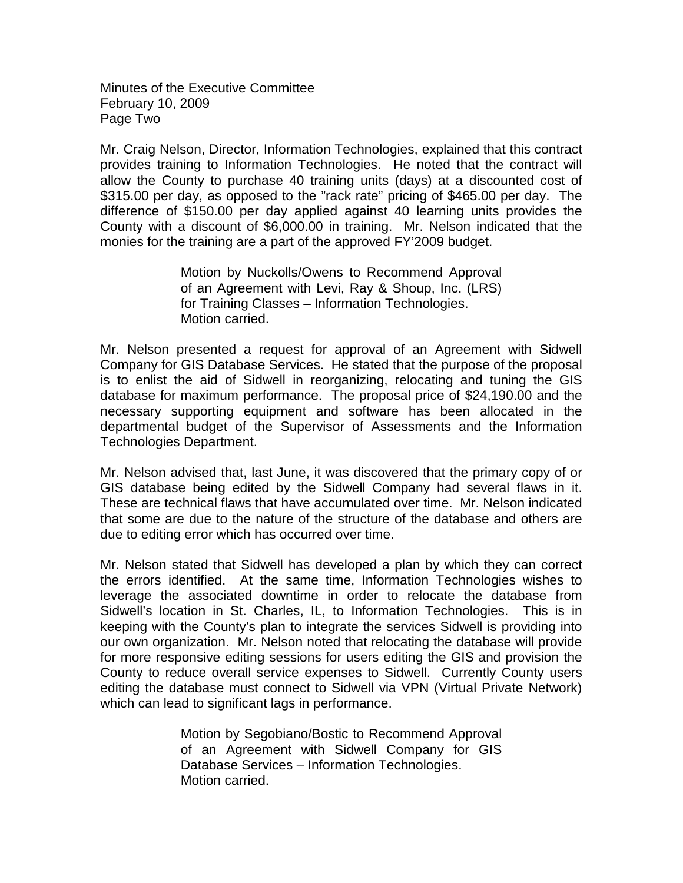Mr. Craig Nelson, Director, Information Technologies, explained that this contract provides training to Information Technologies. He noted that the contract will allow the County to purchase 40 training units (days) at a discounted cost of $315.00 per day, as opposed to the "rack rate" pricing of $465.00 per day. The difference of $150.00 per day applied against 40 learning units provides the County with a discount of $6,000.00 in training. Mr. Nelson indicated that the monies for the training are a part of the approved FY'2009 budget.

> Motion by Nuckolls/Owens to Recommend Approval of an Agreement with Levi, Ray & Shoup, Inc. (LRS) for Training Classes – Information Technologies.
> Motion carried.

Mr. Nelson presented a request for approval of an Agreement with Sidwell Company for GIS Database Services. He stated that the purpose of the proposal is to enlist the aid of Sidwell in reorganizing, relocating and tuning the GIS database for maximum performance. The proposal price of $24,190.00 and the necessary supporting equipment and software has been allocated in the departmental budget of the Supervisor of Assessments and the Information Technologies Department.

Mr. Nelson advised that, last June, it was discovered that the primary copy of or GIS database being edited by the Sidwell Company had several flaws in it. These are technical flaws that have accumulated over time. Mr. Nelson indicated that some are due to the nature of the structure of the database and others are due to editing error which has occurred over time.

Mr. Nelson stated that Sidwell has developed a plan by which they can correct the errors identified. At the same time, Information Technologies wishes to leverage the associated downtime in order to relocate the database from Sidwell's location in St. Charles, IL, to Information Technologies. This is in keeping with the County's plan to integrate the services Sidwell is providing into our own organization. Mr. Nelson noted that relocating the database will provide for more responsive editing sessions for users editing the GIS and provision the County to reduce overall service expenses to Sidwell. Currently County users editing the database must connect to Sidwell via VPN (Virtual Private Network) which can lead to significant lags in performance.

> Motion by Segobiano/Bostic to Recommend Approval of an Agreement with Sidwell Company for GIS Database Services – Information Technologies.
> Motion carried.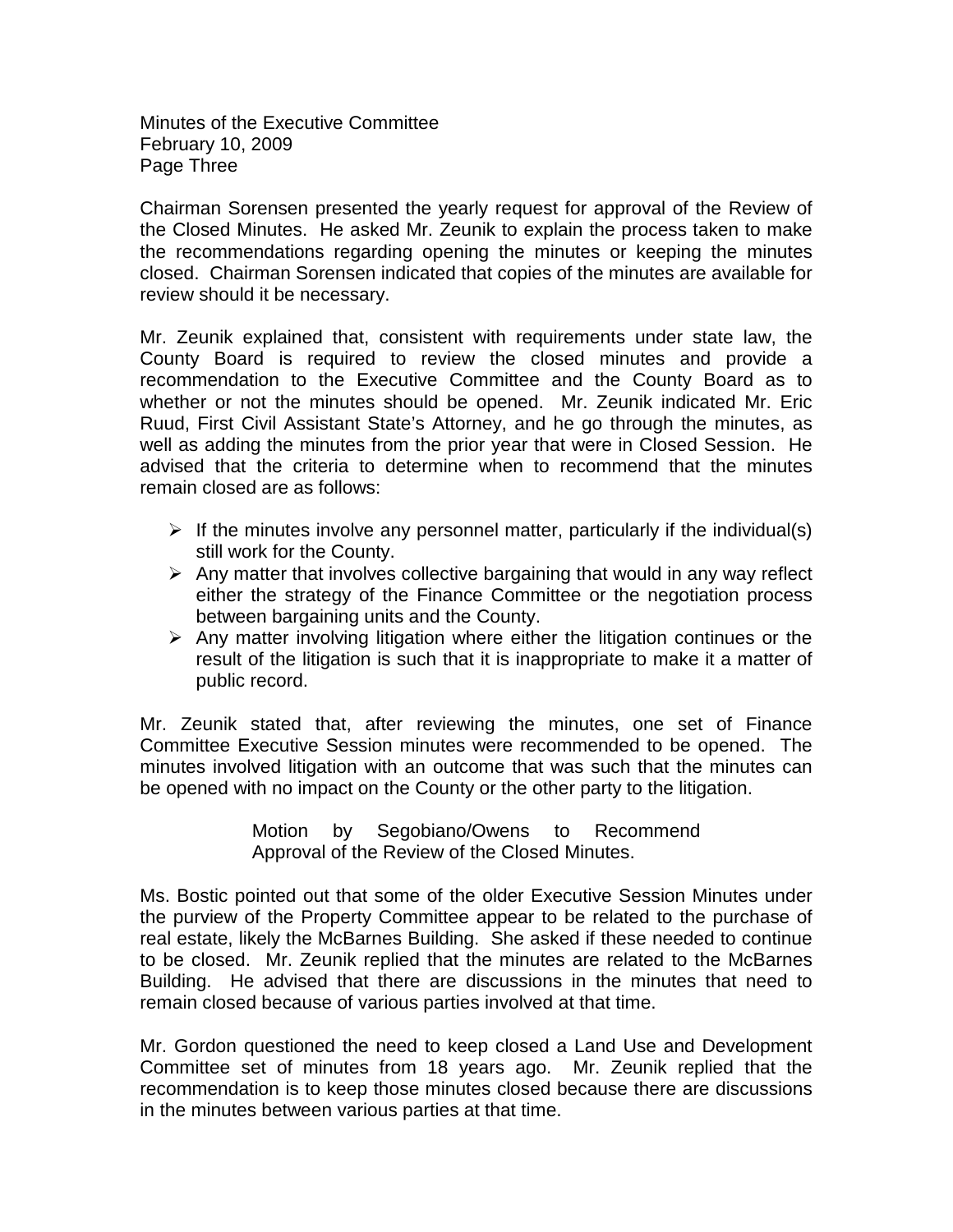Chairman Sorensen presented the yearly request for approval of the Review of the Closed Minutes. He asked Mr. Zeunik to explain the process taken to make the recommendations regarding opening the minutes or keeping the minutes closed. Chairman Sorensen indicated that copies of the minutes are available for review should it be necessary.

Mr. Zeunik explained that, consistent with requirements under state law, the County Board is required to review the closed minutes and provide a recommendation to the Executive Committee and the County Board as to whether or not the minutes should be opened. Mr. Zeunik indicated Mr. Eric Ruud, First Civil Assistant State's Attorney, and he go through the minutes, as well as adding the minutes from the prior year that were in Closed Session. He advised that the criteria to determine when to recommend that the minutes remain closed are as follows:

- If the minutes involve any personnel matter, particularly if the individual(s) still work for the County.
- Any matter that involves collective bargaining that would in any way reflect either the strategy of the Finance Committee or the negotiation process between bargaining units and the County.
- Any matter involving litigation where either the litigation continues or the result of the litigation is such that it is inappropriate to make it a matter of public record.

Mr. Zeunik stated that, after reviewing the minutes, one set of Finance Committee Executive Session minutes were recommended to be opened. The minutes involved litigation with an outcome that was such that the minutes can be opened with no impact on the County or the other party to the litigation.

> Motion by Segobiano/Owens to Recommend Approval of the Review of the Closed Minutes.

Ms. Bostic pointed out that some of the older Executive Session Minutes under the purview of the Property Committee appear to be related to the purchase of real estate, likely the McBarnes Building. She asked if these needed to continue to be closed. Mr. Zeunik replied that the minutes are related to the McBarnes Building. He advised that there are discussions in the minutes that need to remain closed because of various parties involved at that time.

Mr. Gordon questioned the need to keep closed a Land Use and Development Committee set of minutes from 18 years ago. Mr. Zeunik replied that the recommendation is to keep those minutes closed because there are discussions in the minutes between various parties at that time.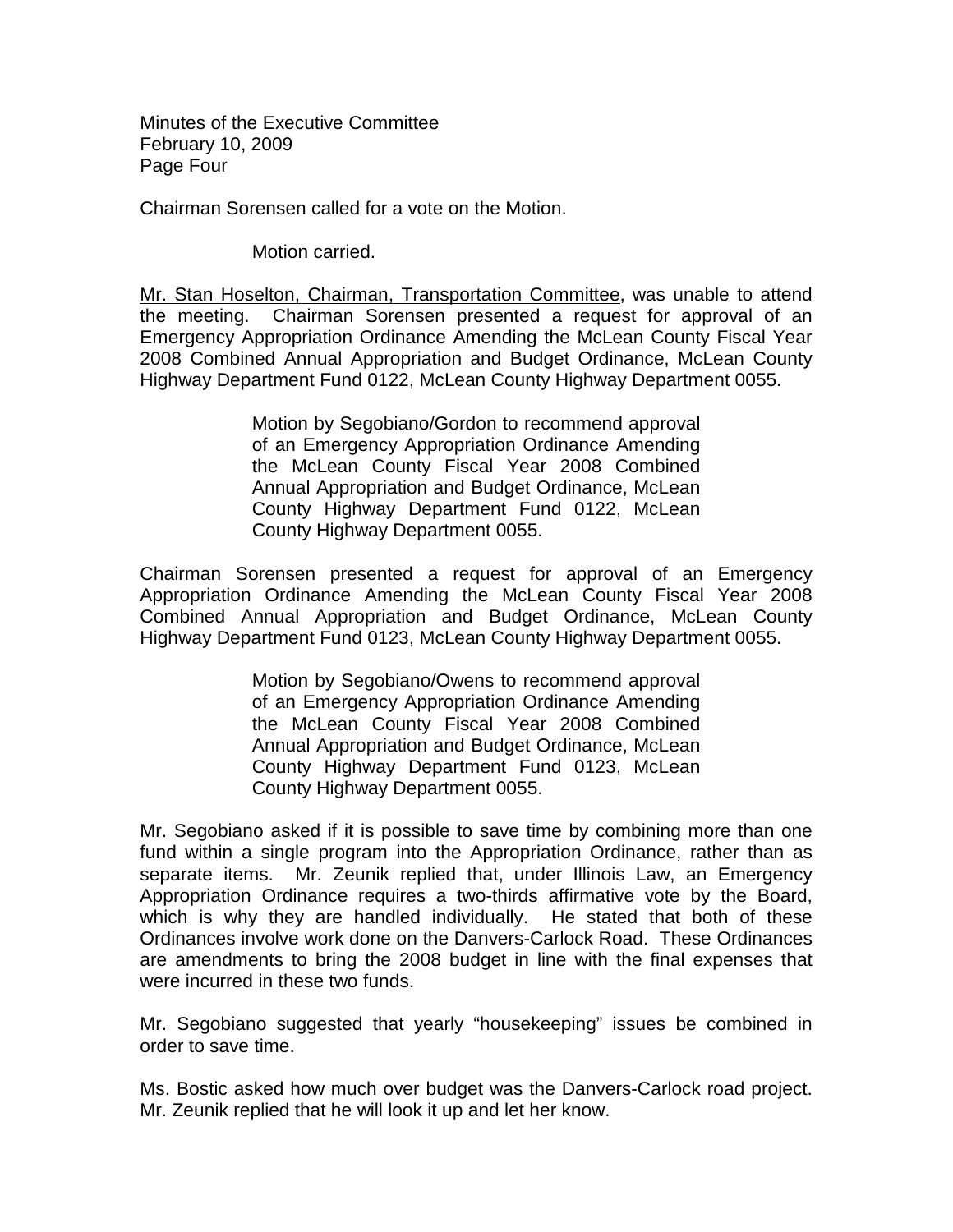Chairman Sorensen called for a vote on the Motion.

Motion carried.

Mr. Stan Hoselton, Chairman, Transportation Committee, was unable to attend the meeting. Chairman Sorensen presented a request for approval of an Emergency Appropriation Ordinance Amending the McLean County Fiscal Year 2008 Combined Annual Appropriation and Budget Ordinance, McLean County Highway Department Fund 0122, McLean County Highway Department 0055.

> Motion by Segobiano/Gordon to recommend approval of an Emergency Appropriation Ordinance Amending the McLean County Fiscal Year 2008 Combined Annual Appropriation and Budget Ordinance, McLean County Highway Department Fund 0122, McLean County Highway Department 0055.

Chairman Sorensen presented a request for approval of an Emergency Appropriation Ordinance Amending the McLean County Fiscal Year 2008 Combined Annual Appropriation and Budget Ordinance, McLean County Highway Department Fund 0123, McLean County Highway Department 0055.

> Motion by Segobiano/Owens to recommend approval of an Emergency Appropriation Ordinance Amending the McLean County Fiscal Year 2008 Combined Annual Appropriation and Budget Ordinance, McLean County Highway Department Fund 0123, McLean County Highway Department 0055.

Mr. Segobiano asked if it is possible to save time by combining more than one fund within a single program into the Appropriation Ordinance, rather than as separate items. Mr. Zeunik replied that, under Illinois Law, an Emergency Appropriation Ordinance requires a two-thirds affirmative vote by the Board, which is why they are handled individually. He stated that both of these Ordinances involve work done on the Danvers-Carlock Road. These Ordinances are amendments to bring the 2008 budget in line with the final expenses that were incurred in these two funds.

Mr. Segobiano suggested that yearly "housekeeping" issues be combined in order to save time.

Ms. Bostic asked how much over budget was the Danvers-Carlock road project. Mr. Zeunik replied that he will look it up and let her know.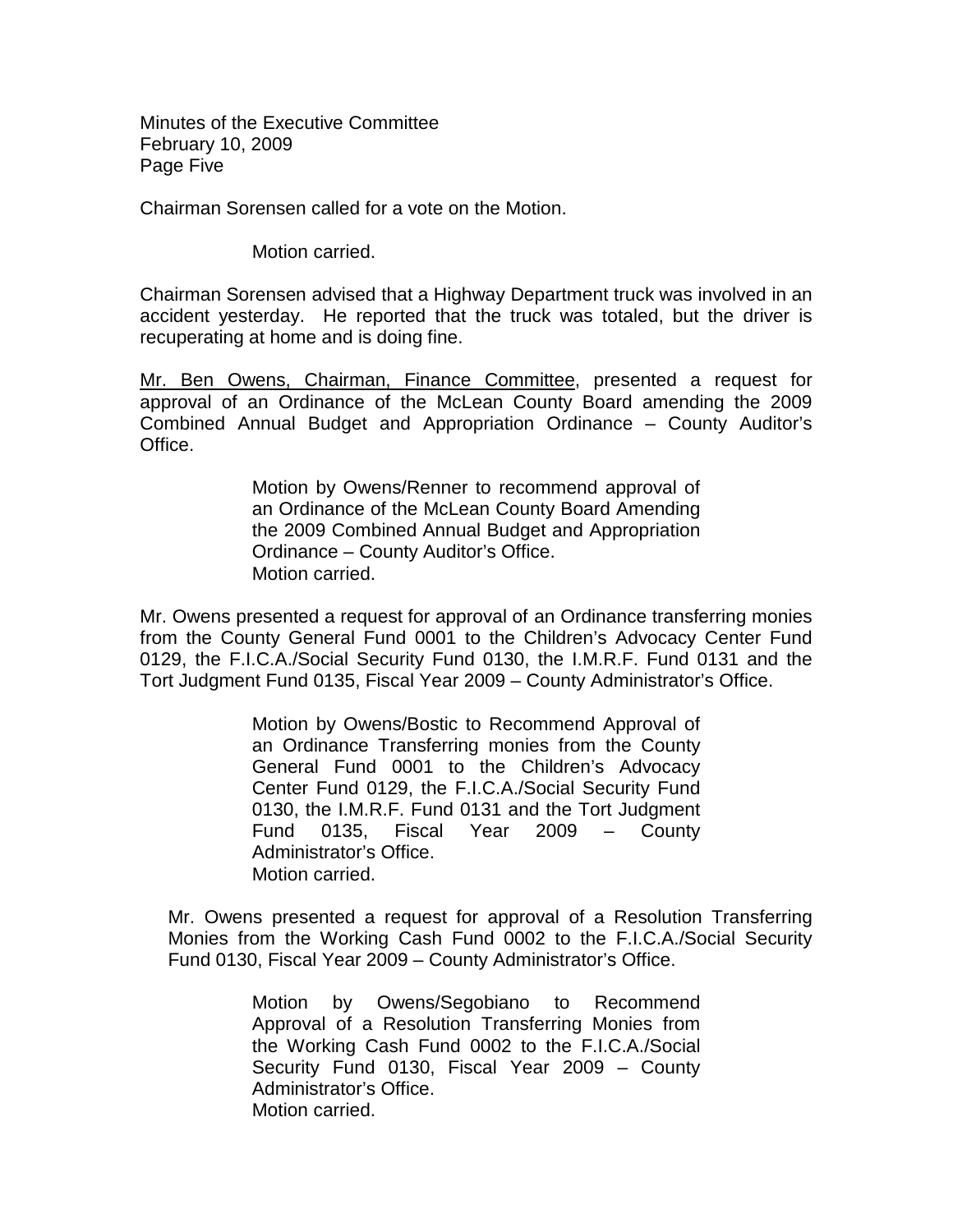Chairman Sorensen called for a vote on the Motion.

> Motion carried.

Chairman Sorensen advised that a Highway Department truck was involved in an accident yesterday. He reported that the truck was totaled, but the driver is recuperating at home and is doing fine.

Mr. Ben Owens, Chairman, Finance Committee, presented a request for approval of an Ordinance of the McLean County Board amending the 2009 Combined Annual Budget and Appropriation Ordinance – County Auditor's Office.

> Motion by Owens/Renner to recommend approval of an Ordinance of the McLean County Board Amending the 2009 Combined Annual Budget and Appropriation Ordinance – County Auditor's Office.
> Motion carried.

Mr. Owens presented a request for approval of an Ordinance transferring monies from the County General Fund 0001 to the Children's Advocacy Center Fund 0129, the F.I.C.A./Social Security Fund 0130, the I.M.R.F. Fund 0131 and the Tort Judgment Fund 0135, Fiscal Year 2009 – County Administrator's Office.

> Motion by Owens/Bostic to Recommend Approval of an Ordinance Transferring monies from the County General Fund 0001 to the Children's Advocacy Center Fund 0129, the F.I.C.A./Social Security Fund 0130, the I.M.R.F. Fund 0131 and the Tort Judgment Fund 0135, Fiscal Year 2009 – County Administrator's Office.
> Motion carried.

Mr. Owens presented a request for approval of a Resolution Transferring Monies from the Working Cash Fund 0002 to the F.I.C.A./Social Security Fund 0130, Fiscal Year 2009 – County Administrator's Office.

> Motion by Owens/Segobiano to Recommend Approval of a Resolution Transferring Monies from the Working Cash Fund 0002 to the F.I.C.A./Social Security Fund 0130, Fiscal Year 2009 – County Administrator's Office.
> Motion carried.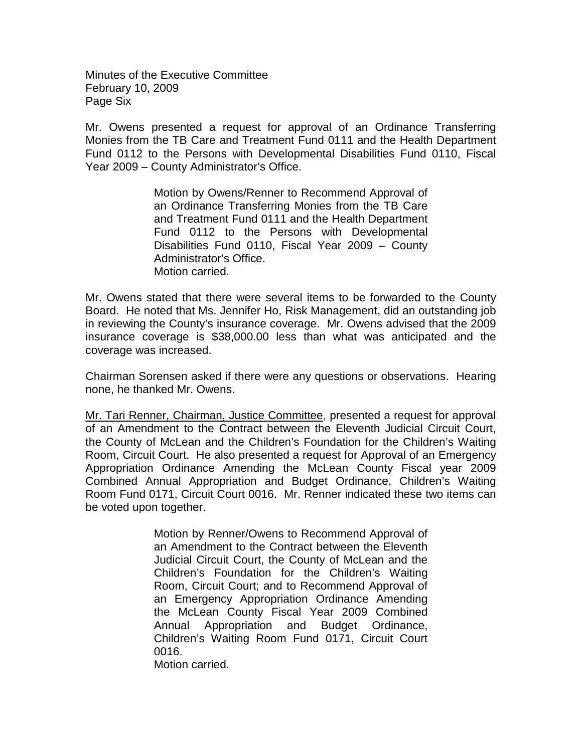Mr. Owens presented a request for approval of an Ordinance Transferring Monies from the TB Care and Treatment Fund 0111 and the Health Department Fund 0112 to the Persons with Developmental Disabilities Fund 0110, Fiscal Year 2009 – County Administrator's Office.

> Motion by Owens/Renner to Recommend Approval of an Ordinance Transferring Monies from the TB Care and Treatment Fund 0111 and the Health Department Fund 0112 to the Persons with Developmental Disabilities Fund 0110, Fiscal Year 2009 – County Administrator's Office.
> Motion carried.

Mr. Owens stated that there were several items to be forwarded to the County Board. He noted that Ms. Jennifer Ho, Risk Management, did an outstanding job in reviewing the County's insurance coverage. Mr. Owens advised that the 2009 insurance coverage is $38,000.00 less than what was anticipated and the coverage was increased.

Chairman Sorensen asked if there were any questions or observations. Hearing none, he thanked Mr. Owens.

Mr. Tari Renner, Chairman, Justice Committee, presented a request for approval of an Amendment to the Contract between the Eleventh Judicial Circuit Court, the County of McLean and the Children's Foundation for the Children's Waiting Room, Circuit Court. He also presented a request for Approval of an Emergency Appropriation Ordinance Amending the McLean County Fiscal year 2009 Combined Annual Appropriation and Budget Ordinance, Children's Waiting Room Fund 0171, Circuit Court 0016. Mr. Renner indicated these two items can be voted upon together.

> Motion by Renner/Owens to Recommend Approval of an Amendment to the Contract between the Eleventh Judicial Circuit Court, the County of McLean and the Children's Foundation for the Children's Waiting Room, Circuit Court; and to Recommend Approval of an Emergency Appropriation Ordinance Amending the McLean County Fiscal Year 2009 Combined Annual Appropriation and Budget Ordinance, Children's Waiting Room Fund 0171, Circuit Court 0016.
> Motion carried.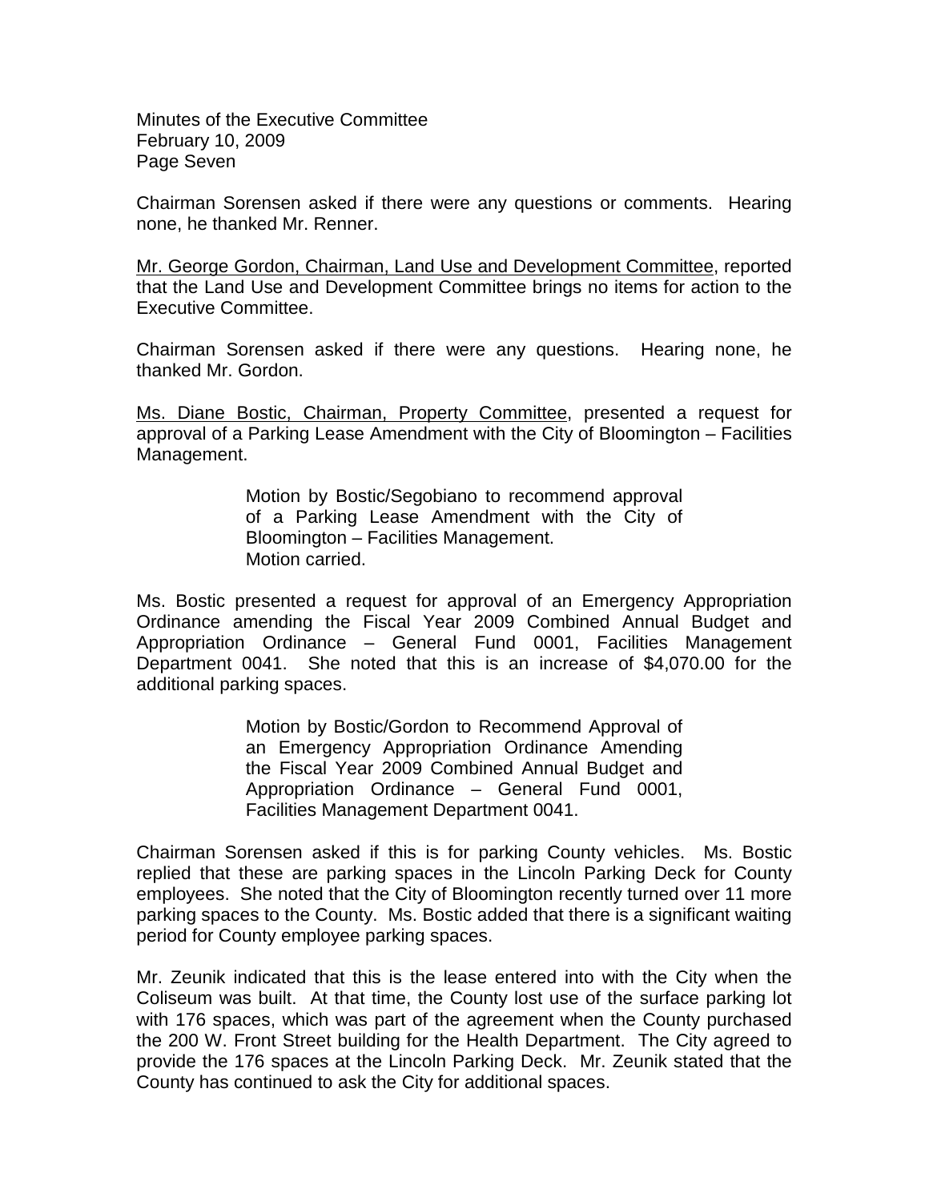Chairman Sorensen asked if there were any questions or comments. Hearing none, he thanked Mr. Renner.

Mr. George Gordon, Chairman, Land Use and Development Committee, reported that the Land Use and Development Committee brings no items for action to the Executive Committee.

Chairman Sorensen asked if there were any questions. Hearing none, he thanked Mr. Gordon.

Ms. Diane Bostic, Chairman, Property Committee, presented a request for approval of a Parking Lease Amendment with the City of Bloomington – Facilities Management.

> Motion by Bostic/Segobiano to recommend approval of a Parking Lease Amendment with the City of Bloomington – Facilities Management.
> Motion carried.

Ms. Bostic presented a request for approval of an Emergency Appropriation Ordinance amending the Fiscal Year 2009 Combined Annual Budget and Appropriation Ordinance – General Fund 0001, Facilities Management Department 0041. She noted that this is an increase of $4,070.00 for the additional parking spaces.

> Motion by Bostic/Gordon to Recommend Approval of an Emergency Appropriation Ordinance Amending the Fiscal Year 2009 Combined Annual Budget and Appropriation Ordinance – General Fund 0001, Facilities Management Department 0041.

Chairman Sorensen asked if this is for parking County vehicles. Ms. Bostic replied that these are parking spaces in the Lincoln Parking Deck for County employees. She noted that the City of Bloomington recently turned over 11 more parking spaces to the County. Ms. Bostic added that there is a significant waiting period for County employee parking spaces.

Mr. Zeunik indicated that this is the lease entered into with the City when the Coliseum was built. At that time, the County lost use of the surface parking lot with 176 spaces, which was part of the agreement when the County purchased the 200 W. Front Street building for the Health Department. The City agreed to provide the 176 spaces at the Lincoln Parking Deck. Mr. Zeunik stated that the County has continued to ask the City for additional spaces.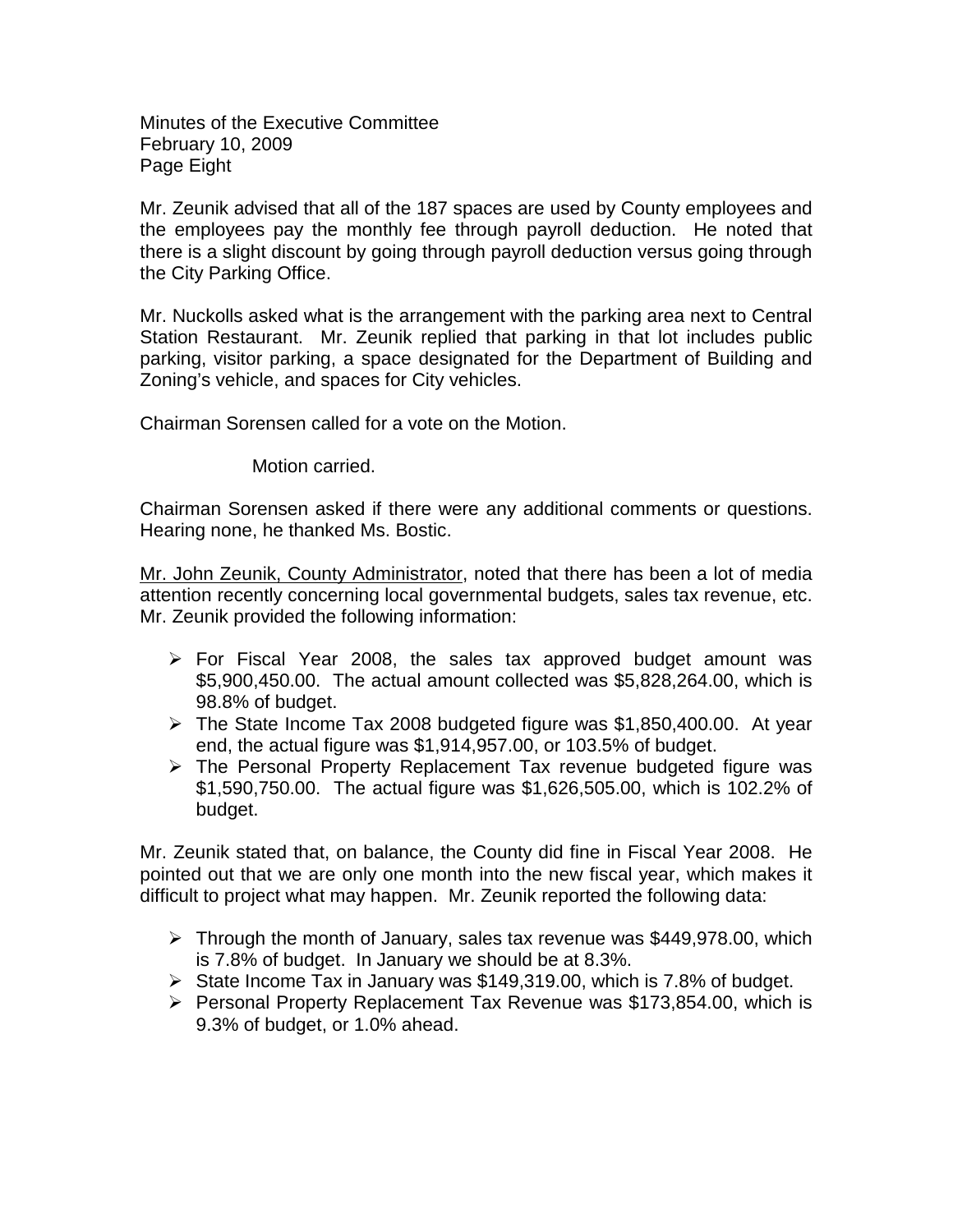Mr. Zeunik advised that all of the 187 spaces are used by County employees and the employees pay the monthly fee through payroll deduction. He noted that there is a slight discount by going through payroll deduction versus going through the City Parking Office.

Mr. Nuckolls asked what is the arrangement with the parking area next to Central Station Restaurant. Mr. Zeunik replied that parking in that lot includes public parking, visitor parking, a space designated for the Department of Building and Zoning's vehicle, and spaces for City vehicles.

Chairman Sorensen called for a vote on the Motion.

Motion carried.

Chairman Sorensen asked if there were any additional comments or questions. Hearing none, he thanked Ms. Bostic.

Mr. John Zeunik, County Administrator, noted that there has been a lot of media attention recently concerning local governmental budgets, sales tax revenue, etc. Mr. Zeunik provided the following information:

- For Fiscal Year 2008, the sales tax approved budget amount was $5,900,450.00. The actual amount collected was $5,828,264.00, which is 98.8% of budget.
- The State Income Tax 2008 budgeted figure was $1,850,400.00. At year end, the actual figure was $1,914,957.00, or 103.5% of budget.
- The Personal Property Replacement Tax revenue budgeted figure was $1,590,750.00. The actual figure was $1,626,505.00, which is 102.2% of budget.

Mr. Zeunik stated that, on balance, the County did fine in Fiscal Year 2008. He pointed out that we are only one month into the new fiscal year, which makes it difficult to project what may happen. Mr. Zeunik reported the following data:

- Through the month of January, sales tax revenue was $449,978.00, which is 7.8% of budget. In January we should be at 8.3%.
- State Income Tax in January was $149,319.00, which is 7.8% of budget.
- Personal Property Replacement Tax Revenue was $173,854.00, which is 9.3% of budget, or 1.0% ahead.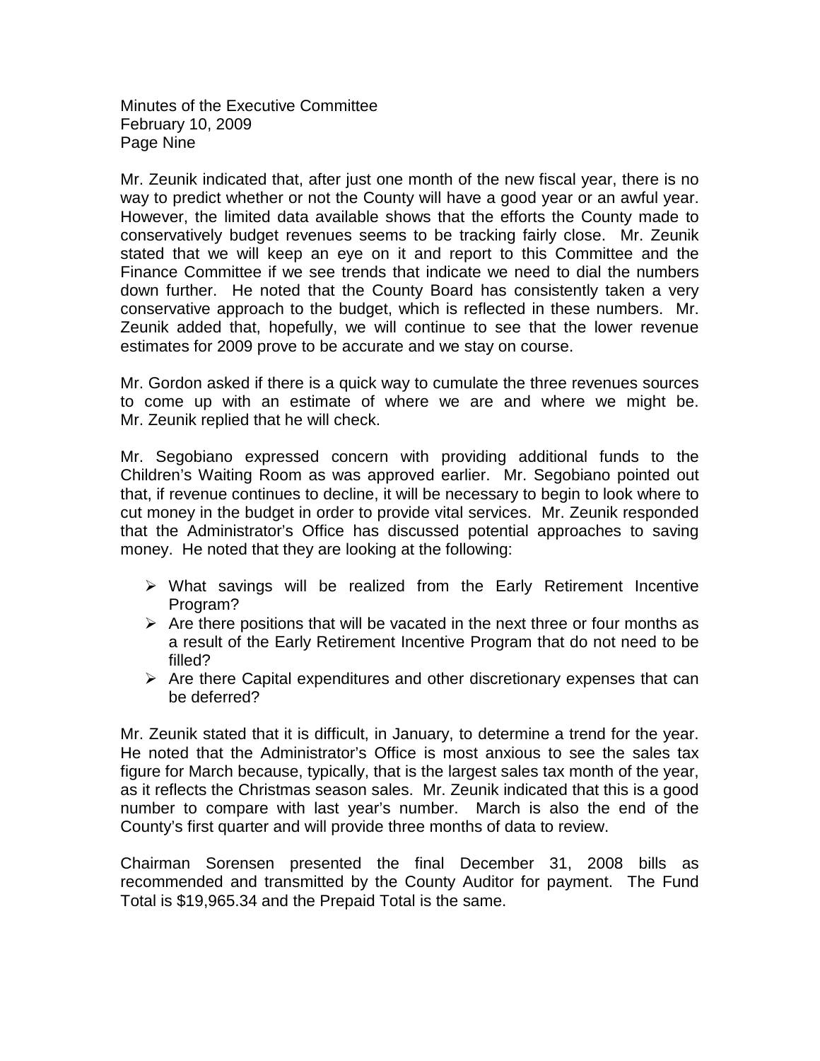Mr. Zeunik indicated that, after just one month of the new fiscal year, there is no way to predict whether or not the County will have a good year or an awful year. However, the limited data available shows that the efforts the County made to conservatively budget revenues seems to be tracking fairly close. Mr. Zeunik stated that we will keep an eye on it and report to this Committee and the Finance Committee if we see trends that indicate we need to dial the numbers down further. He noted that the County Board has consistently taken a very conservative approach to the budget, which is reflected in these numbers. Mr. Zeunik added that, hopefully, we will continue to see that the lower revenue estimates for 2009 prove to be accurate and we stay on course.

Mr. Gordon asked if there is a quick way to cumulate the three revenues sources to come up with an estimate of where we are and where we might be. Mr. Zeunik replied that he will check.

Mr. Segobiano expressed concern with providing additional funds to the Children's Waiting Room as was approved earlier. Mr. Segobiano pointed out that, if revenue continues to decline, it will be necessary to begin to look where to cut money in the budget in order to provide vital services. Mr. Zeunik responded that the Administrator's Office has discussed potential approaches to saving money. He noted that they are looking at the following:

- What savings will be realized from the Early Retirement Incentive Program?
- Are there positions that will be vacated in the next three or four months as a result of the Early Retirement Incentive Program that do not need to be filled?
- Are there Capital expenditures and other discretionary expenses that can be deferred?

Mr. Zeunik stated that it is difficult, in January, to determine a trend for the year. He noted that the Administrator's Office is most anxious to see the sales tax figure for March because, typically, that is the largest sales tax month of the year, as it reflects the Christmas season sales. Mr. Zeunik indicated that this is a good number to compare with last year's number. March is also the end of the County's first quarter and will provide three months of data to review.

Chairman Sorensen presented the final December 31, 2008 bills as recommended and transmitted by the County Auditor for payment. The Fund Total is $19,965.34 and the Prepaid Total is the same.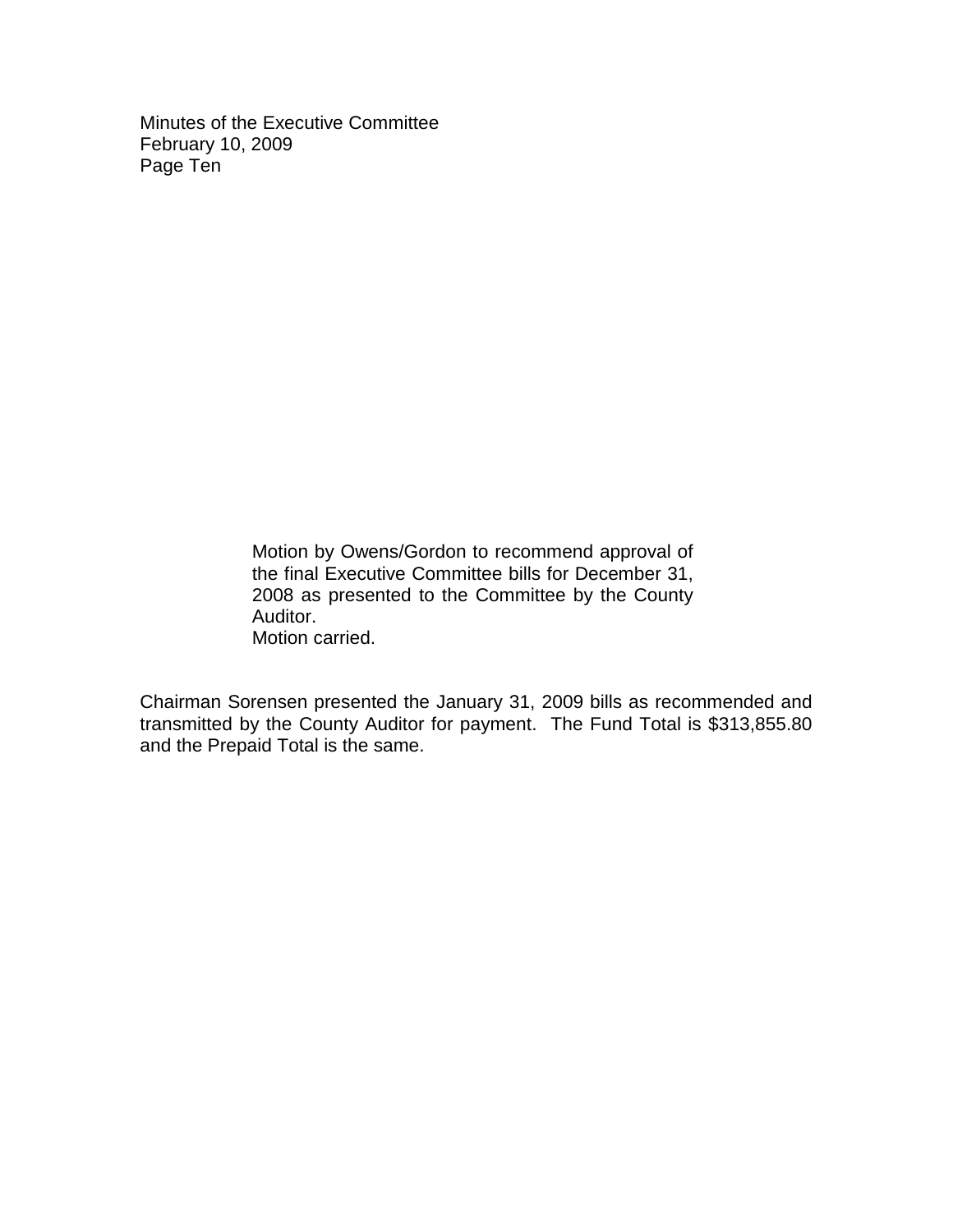Motion by Owens/Gordon to recommend approval of the final Executive Committee bills for December 31, 2008 as presented to the Committee by the County Auditor.
Motion carried.

Chairman Sorensen presented the January 31, 2009 bills as recommended and transmitted by the County Auditor for payment. The Fund Total is $313,855.80 and the Prepaid Total is the same.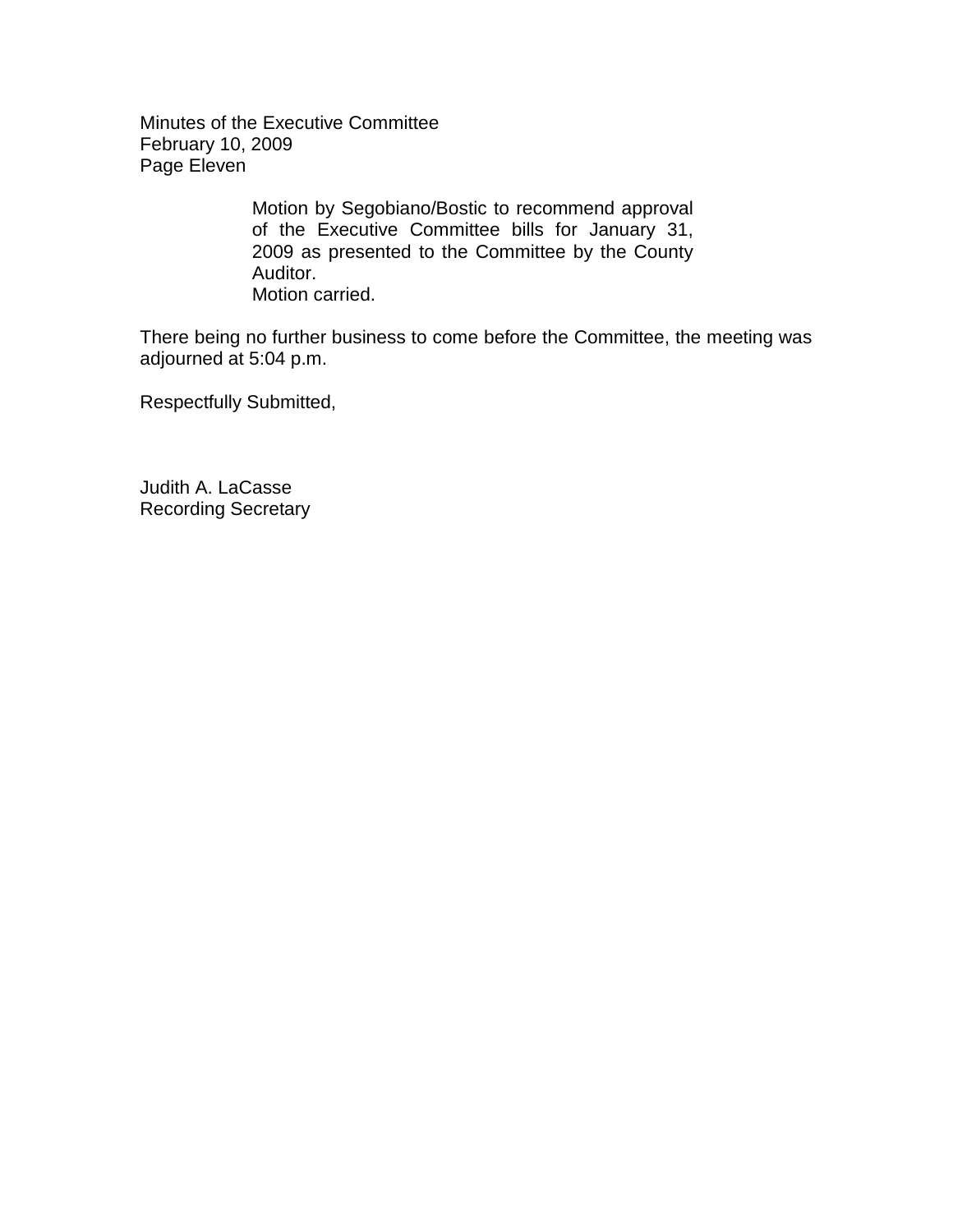Motion by Segobiano/Bostic to recommend approval of the Executive Committee bills for January 31, 2009 as presented to the Committee by the County Auditor.
Motion carried.

There being no further business to come before the Committee, the meeting was adjourned at 5:04 p.m.

Respectfully Submitted,

Judith A. LaCasse
Recording Secretary